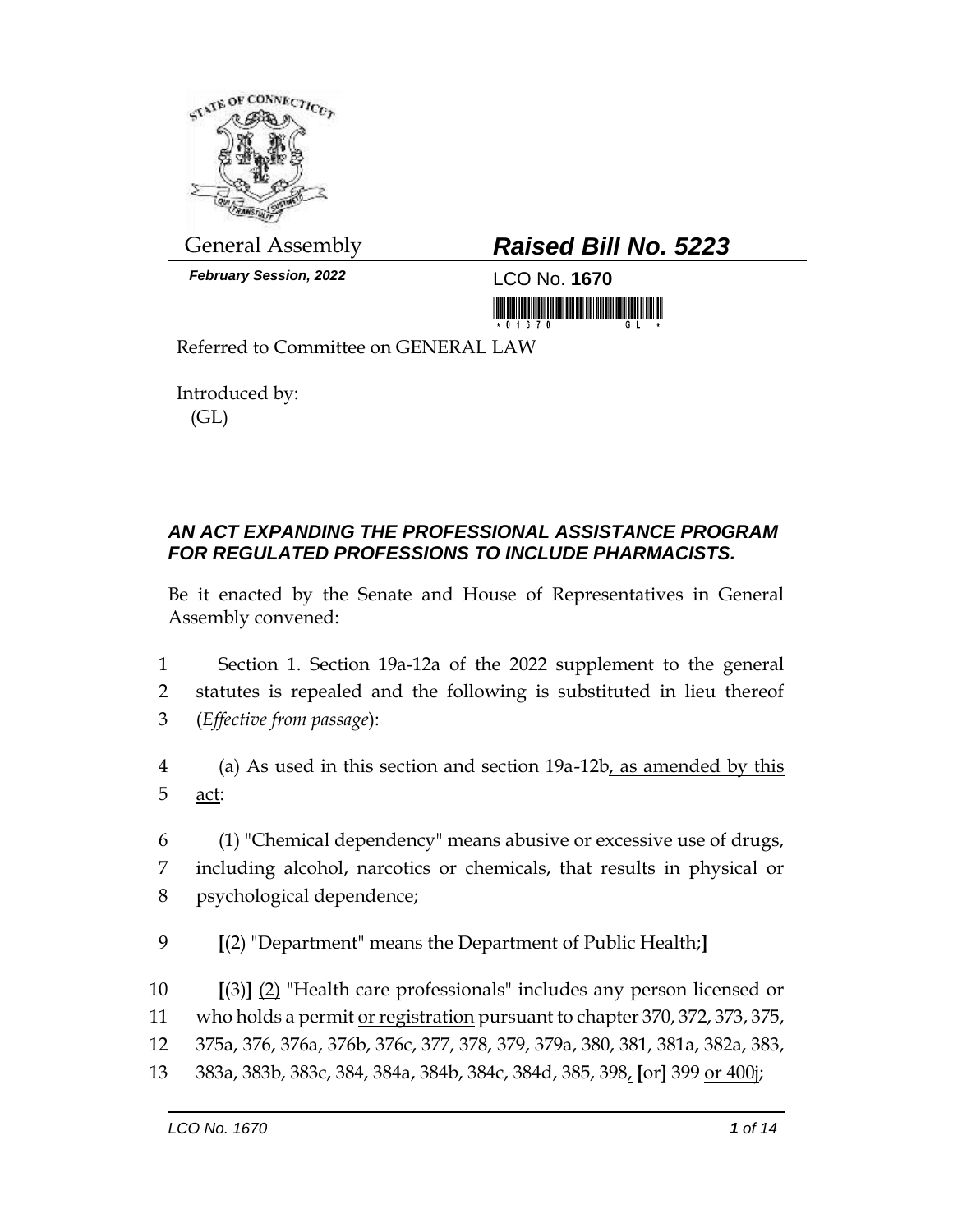General Assembly

***February Session, 2022***

# *Raised Bill No. 5223*

LCO No. **1670**

Referred to Committee on GENERAL LAW

Introduced by:
(GL)

## *AN ACT EXPANDING THE PROFESSIONAL ASSISTANCE PROGRAM FOR REGULATED PROFESSIONS TO INCLUDE PHARMACISTS.*

Be it enacted by the Senate and House of Representatives in General Assembly convened:

1 Section 1. Section 19a-12a of the 2022 supplement to the general
2 statutes is repealed and the following is substituted in lieu thereof
3 (*Effective from passage*):

4 (a) As used in this section and section 19a-12b<u>, as amended by this</u>
5 <u>act</u>:

6 (1) "Chemical dependency" means abusive or excessive use of drugs,
7 including alcohol, narcotics or chemicals, that results in physical or
8 psychological dependence;

9 **[**(2) "Department" means the Department of Public Health;**]**

10 **[**(3)**]** <u>(2)</u> "Health care professionals" includes any person licensed or
11 who holds a permit <u>or registration</u> pursuant to chapter 370, 372, 373, 375,
12 375a, 376, 376a, 376b, 376c, 377, 378, 379, 379a, 380, 381, 381a, 382a, 383,
13 383a, 383b, 383c, 384, 384a, 384b, 384c, 384d, 385, 398<u>,</u> **[**or**]** 399 <u>or 400j</u>;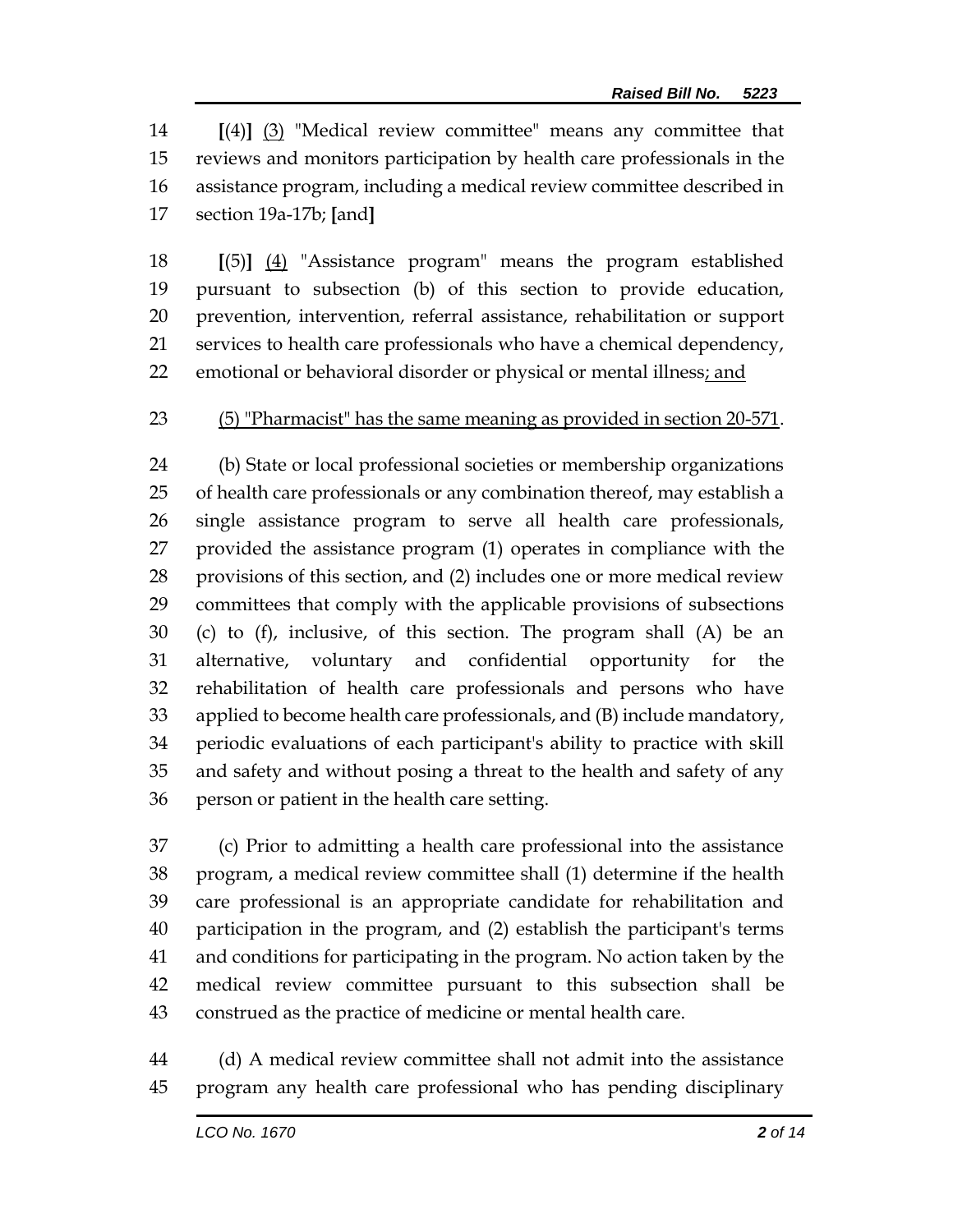[(4)] (3) "Medical review committee" means any committee that reviews and monitors participation by health care professionals in the assistance program, including a medical review committee described in section 19a-17b; [and]

[(5)] (4) "Assistance program" means the program established pursuant to subsection (b) of this section to provide education, prevention, intervention, referral assistance, rehabilitation or support services to health care professionals who have a chemical dependency, emotional or behavioral disorder or physical or mental illness; and

(5) "Pharmacist" has the same meaning as provided in section 20-571.

(b) State or local professional societies or membership organizations of health care professionals or any combination thereof, may establish a single assistance program to serve all health care professionals, provided the assistance program (1) operates in compliance with the provisions of this section, and (2) includes one or more medical review committees that comply with the applicable provisions of subsections (c) to (f), inclusive, of this section. The program shall (A) be an alternative, voluntary and confidential opportunity for the rehabilitation of health care professionals and persons who have applied to become health care professionals, and (B) include mandatory, periodic evaluations of each participant's ability to practice with skill and safety and without posing a threat to the health and safety of any person or patient in the health care setting.

(c) Prior to admitting a health care professional into the assistance program, a medical review committee shall (1) determine if the health care professional is an appropriate candidate for rehabilitation and participation in the program, and (2) establish the participant's terms and conditions for participating in the program. No action taken by the medical review committee pursuant to this subsection shall be construed as the practice of medicine or mental health care.

(d) A medical review committee shall not admit into the assistance program any health care professional who has pending disciplinary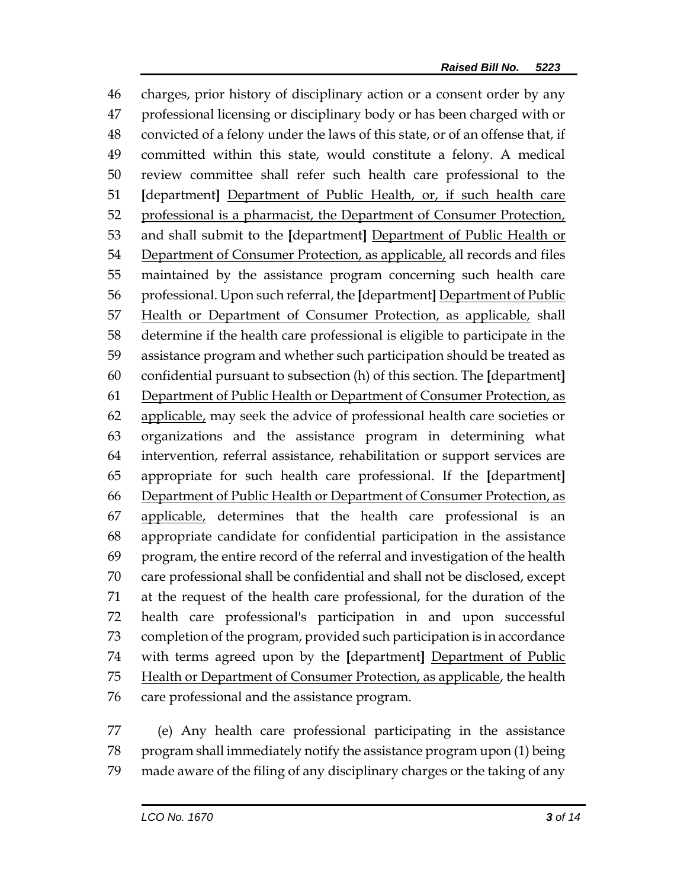charges, prior history of disciplinary action or a consent order by any professional licensing or disciplinary body or has been charged with or convicted of a felony under the laws of this state, or of an offense that, if committed within this state, would constitute a felony. A medical review committee shall refer such health care professional to the **[**department**]** <u>Department of Public Health, or, if such health care professional is a pharmacist, the Department of Consumer Protection,</u> and shall submit to the **[**department**]** <u>Department of Public Health or Department of Consumer Protection, as applicable,</u> all records and files maintained by the assistance program concerning such health care professional. Upon such referral, the **[**department**]** <u>Department of Public Health or Department of Consumer Protection, as applicable,</u> shall determine if the health care professional is eligible to participate in the assistance program and whether such participation should be treated as confidential pursuant to subsection (h) of this section. The **[**department**]** <u>Department of Public Health or Department of Consumer Protection, as applicable,</u> may seek the advice of professional health care societies or organizations and the assistance program in determining what intervention, referral assistance, rehabilitation or support services are appropriate for such health care professional. If the **[**department**]** <u>Department of Public Health or Department of Consumer Protection, as applicable,</u> determines that the health care professional is an appropriate candidate for confidential participation in the assistance program, the entire record of the referral and investigation of the health care professional shall be confidential and shall not be disclosed, except at the request of the health care professional, for the duration of the health care professional's participation in and upon successful completion of the program, provided such participation is in accordance with terms agreed upon by the **[**department**]** <u>Department of Public Health or Department of Consumer Protection, as applicable</u>, the health care professional and the assistance program.

(e) Any health care professional participating in the assistance program shall immediately notify the assistance program upon (1) being made aware of the filing of any disciplinary charges or the taking of any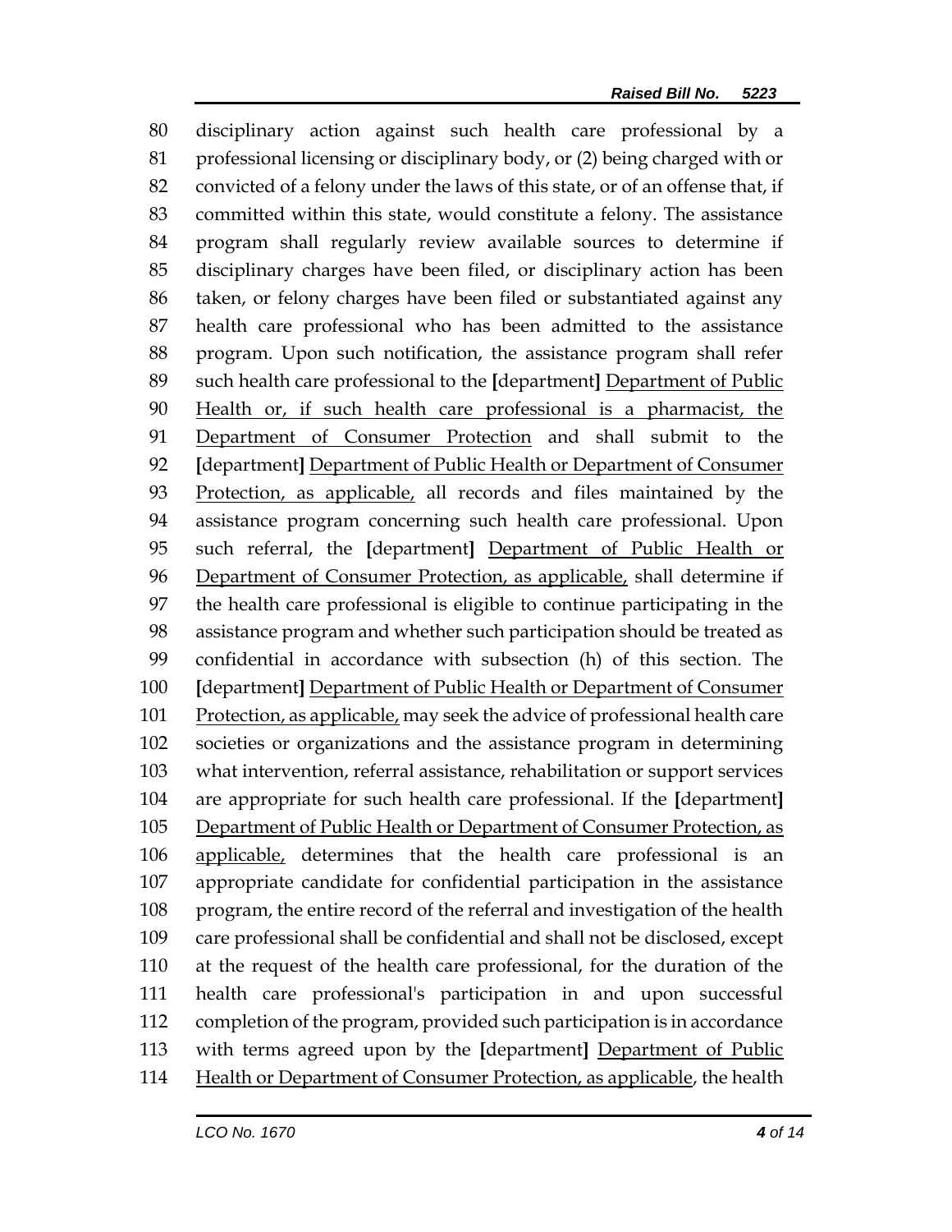disciplinary action against such health care professional by a professional licensing or disciplinary body, or (2) being charged with or convicted of a felony under the laws of this state, or of an offense that, if committed within this state, would constitute a felony. The assistance program shall regularly review available sources to determine if disciplinary charges have been filed, or disciplinary action has been taken, or felony charges have been filed or substantiated against any health care professional who has been admitted to the assistance program. Upon such notification, the assistance program shall refer such health care professional to the **[**department**]** <u>Department of Public Health or, if such health care professional is a pharmacist, the Department of Consumer Protection</u> and shall submit to the **[**department**]** <u>Department of Public Health or Department of Consumer Protection, as applicable,</u> all records and files maintained by the assistance program concerning such health care professional. Upon such referral, the **[**department**]** <u>Department of Public Health or Department of Consumer Protection, as applicable,</u> shall determine if the health care professional is eligible to continue participating in the assistance program and whether such participation should be treated as confidential in accordance with subsection (h) of this section. The **[**department**]** <u>Department of Public Health or Department of Consumer Protection, as applicable,</u> may seek the advice of professional health care societies or organizations and the assistance program in determining what intervention, referral assistance, rehabilitation or support services are appropriate for such health care professional. If the **[**department**]** <u>Department of Public Health or Department of Consumer Protection, as applicable,</u> determines that the health care professional is an appropriate candidate for confidential participation in the assistance program, the entire record of the referral and investigation of the health care professional shall be confidential and shall not be disclosed, except at the request of the health care professional, for the duration of the health care professional's participation in and upon successful completion of the program, provided such participation is in accordance with terms agreed upon by the **[**department**]** <u>Department of Public Health or Department of Consumer Protection, as applicable</u>, the health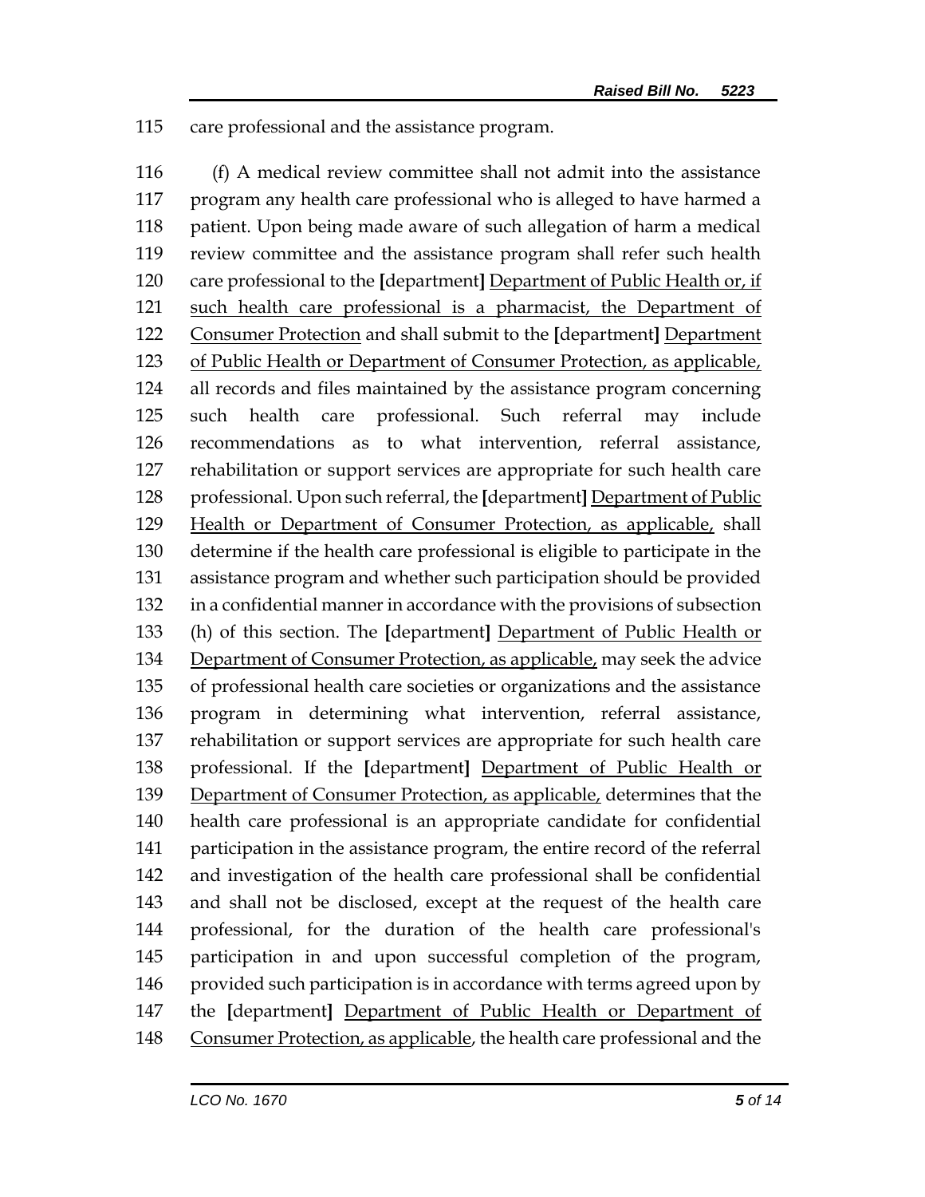care professional and the assistance program.

(f) A medical review committee shall not admit into the assistance program any health care professional who is alleged to have harmed a patient. Upon being made aware of such allegation of harm a medical review committee and the assistance program shall refer such health care professional to the [department] Department of Public Health or, if such health care professional is a pharmacist, the Department of Consumer Protection and shall submit to the [department] Department of Public Health or Department of Consumer Protection, as applicable, all records and files maintained by the assistance program concerning such health care professional. Such referral may include recommendations as to what intervention, referral assistance, rehabilitation or support services are appropriate for such health care professional. Upon such referral, the [department] Department of Public Health or Department of Consumer Protection, as applicable, shall determine if the health care professional is eligible to participate in the assistance program and whether such participation should be provided in a confidential manner in accordance with the provisions of subsection (h) of this section. The [department] Department of Public Health or Department of Consumer Protection, as applicable, may seek the advice of professional health care societies or organizations and the assistance program in determining what intervention, referral assistance, rehabilitation or support services are appropriate for such health care professional. If the [department] Department of Public Health or Department of Consumer Protection, as applicable, determines that the health care professional is an appropriate candidate for confidential participation in the assistance program, the entire record of the referral and investigation of the health care professional shall be confidential and shall not be disclosed, except at the request of the health care professional, for the duration of the health care professional's participation in and upon successful completion of the program, provided such participation is in accordance with terms agreed upon by the [department] Department of Public Health or Department of Consumer Protection, as applicable, the health care professional and the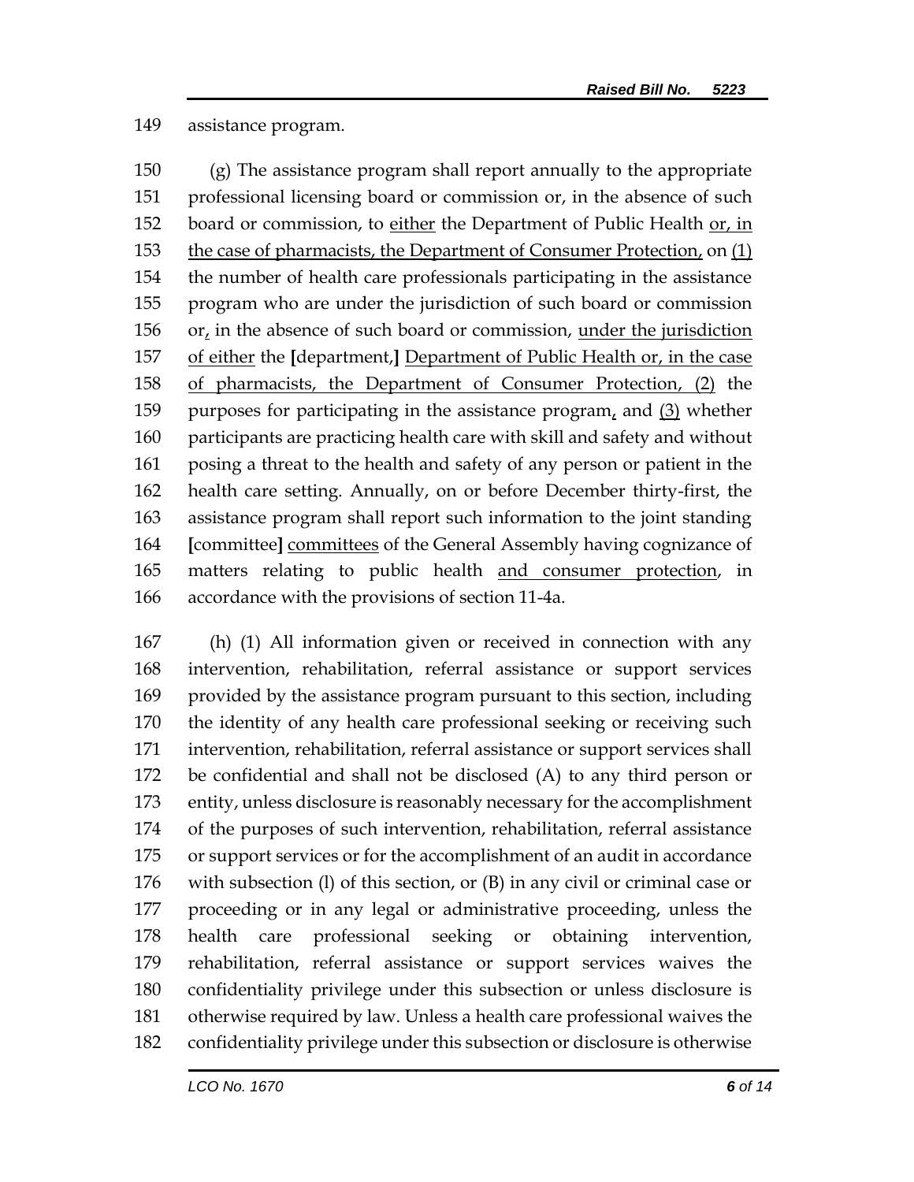assistance program.

(g) The assistance program shall report annually to the appropriate professional licensing board or commission or, in the absence of such board or commission, to <u>either</u> the Department of Public Health <u>or, in the case of pharmacists, the Department of Consumer Protection,</u> on <u>(1)</u> the number of health care professionals participating in the assistance program who are under the jurisdiction of such board or commission or<u>,</u> in the absence of such board or commission, <u>under the jurisdiction of either</u> the **[**department,**]** <u>Department of Public Health or, in the case of pharmacists, the Department of Consumer Protection, (2)</u> the purposes for participating in the assistance program<u>,</u> and <u>(3)</u> whether participants are practicing health care with skill and safety and without posing a threat to the health and safety of any person or patient in the health care setting. Annually, on or before December thirty-first, the assistance program shall report such information to the joint standing **[**committee**]** <u>committees</u> of the General Assembly having cognizance of matters relating to public health <u>and consumer protection</u>, in accordance with the provisions of section 11-4a.

(h) (1) All information given or received in connection with any intervention, rehabilitation, referral assistance or support services provided by the assistance program pursuant to this section, including the identity of any health care professional seeking or receiving such intervention, rehabilitation, referral assistance or support services shall be confidential and shall not be disclosed (A) to any third person or entity, unless disclosure is reasonably necessary for the accomplishment of the purposes of such intervention, rehabilitation, referral assistance or support services or for the accomplishment of an audit in accordance with subsection (l) of this section, or (B) in any civil or criminal case or proceeding or in any legal or administrative proceeding, unless the health care professional seeking or obtaining intervention, rehabilitation, referral assistance or support services waives the confidentiality privilege under this subsection or unless disclosure is otherwise required by law. Unless a health care professional waives the confidentiality privilege under this subsection or disclosure is otherwise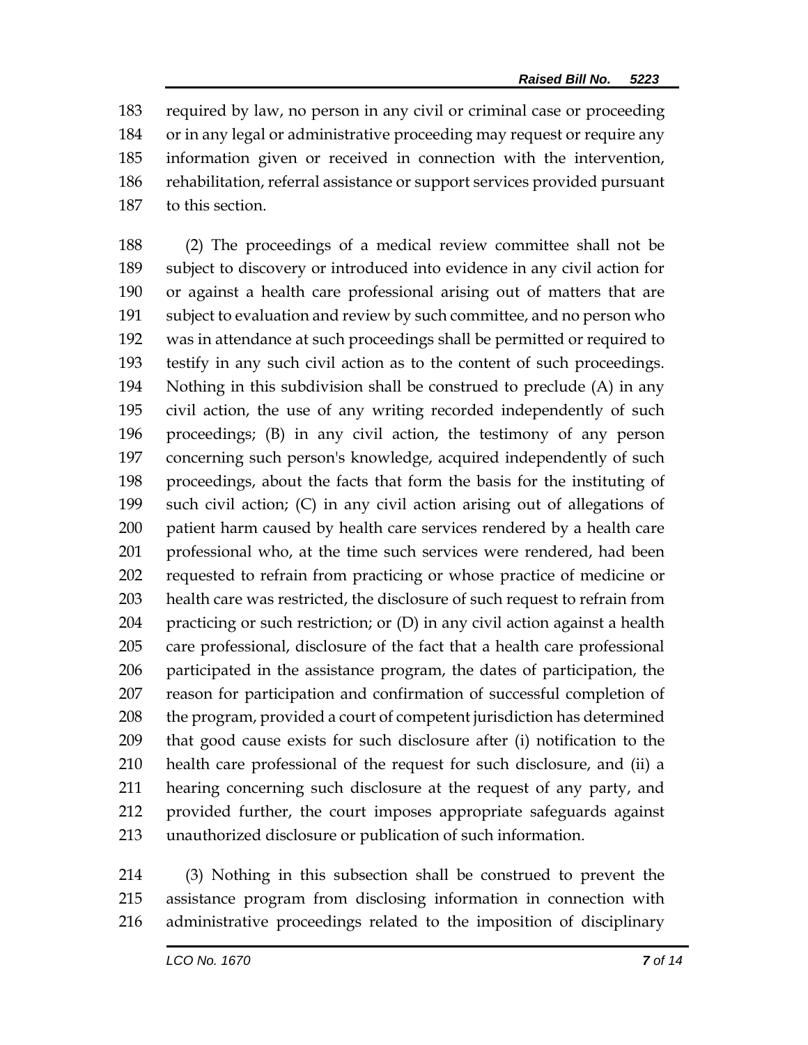required by law, no person in any civil or criminal case or proceeding or in any legal or administrative proceeding may request or require any information given or received in connection with the intervention, rehabilitation, referral assistance or support services provided pursuant to this section.

(2) The proceedings of a medical review committee shall not be subject to discovery or introduced into evidence in any civil action for or against a health care professional arising out of matters that are subject to evaluation and review by such committee, and no person who was in attendance at such proceedings shall be permitted or required to testify in any such civil action as to the content of such proceedings. Nothing in this subdivision shall be construed to preclude (A) in any civil action, the use of any writing recorded independently of such proceedings; (B) in any civil action, the testimony of any person concerning such person's knowledge, acquired independently of such proceedings, about the facts that form the basis for the instituting of such civil action; (C) in any civil action arising out of allegations of patient harm caused by health care services rendered by a health care professional who, at the time such services were rendered, had been requested to refrain from practicing or whose practice of medicine or health care was restricted, the disclosure of such request to refrain from practicing or such restriction; or (D) in any civil action against a health care professional, disclosure of the fact that a health care professional participated in the assistance program, the dates of participation, the reason for participation and confirmation of successful completion of the program, provided a court of competent jurisdiction has determined that good cause exists for such disclosure after (i) notification to the health care professional of the request for such disclosure, and (ii) a hearing concerning such disclosure at the request of any party, and provided further, the court imposes appropriate safeguards against unauthorized disclosure or publication of such information.

(3) Nothing in this subsection shall be construed to prevent the assistance program from disclosing information in connection with administrative proceedings related to the imposition of disciplinary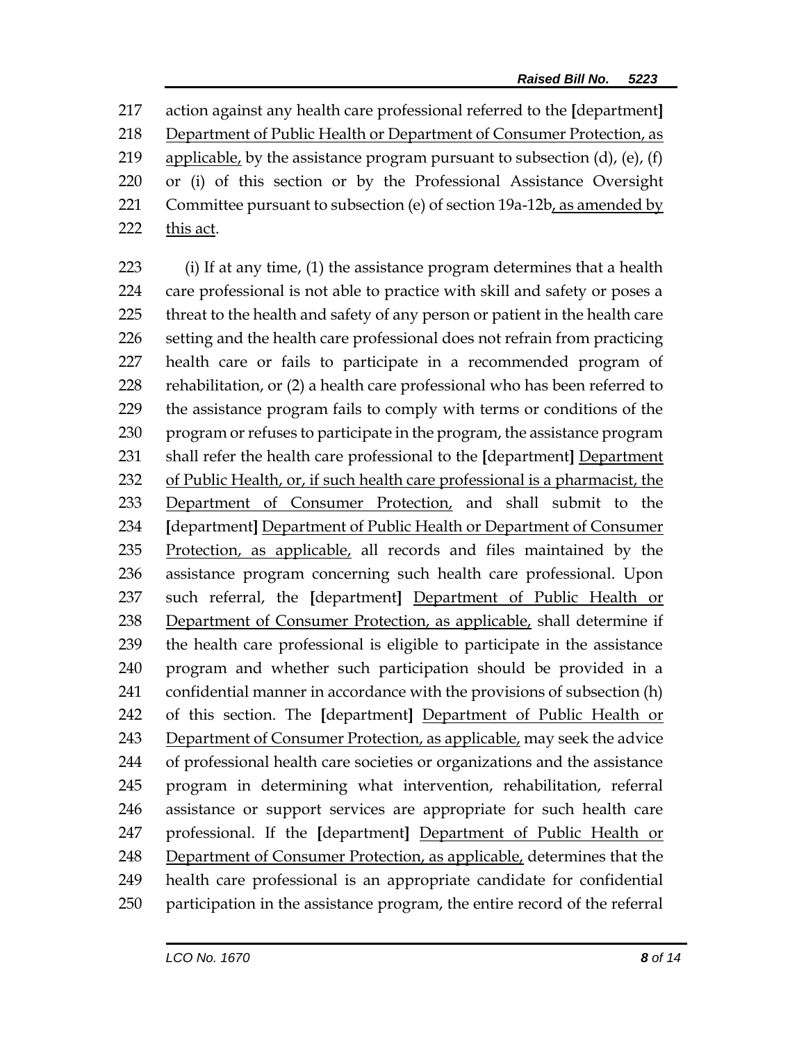217 action against any health care professional referred to the [department]
218 <u>Department of Public Health or Department of Consumer Protection, as</u>
219 <u>applicable,</u> by the assistance program pursuant to subsection (d), (e), (f)
220 or (i) of this section or by the Professional Assistance Oversight
221 Committee pursuant to subsection (e) of section 19a-12b<u>, as amended by</u>
222 <u>this act</u>.

223 (i) If at any time, (1) the assistance program determines that a health
224 care professional is not able to practice with skill and safety or poses a
225 threat to the health and safety of any person or patient in the health care
226 setting and the health care professional does not refrain from practicing
227 health care or fails to participate in a recommended program of
228 rehabilitation, or (2) a health care professional who has been referred to
229 the assistance program fails to comply with terms or conditions of the
230 program or refuses to participate in the program, the assistance program
231 shall refer the health care professional to the [department] <u>Department</u>
232 <u>of Public Health, or, if such health care professional is a pharmacist, the</u>
233 <u>Department of Consumer Protection,</u> and shall submit to the
234 [department] <u>Department of Public Health or Department of Consumer</u>
235 <u>Protection, as applicable,</u> all records and files maintained by the
236 assistance program concerning such health care professional. Upon
237 such referral, the [department] <u>Department of Public Health or</u>
238 <u>Department of Consumer Protection, as applicable,</u> shall determine if
239 the health care professional is eligible to participate in the assistance
240 program and whether such participation should be provided in a
241 confidential manner in accordance with the provisions of subsection (h)
242 of this section. The [department] <u>Department of Public Health or</u>
243 <u>Department of Consumer Protection, as applicable,</u> may seek the advice
244 of professional health care societies or organizations and the assistance
245 program in determining what intervention, rehabilitation, referral
246 assistance or support services are appropriate for such health care
247 professional. If the [department] <u>Department of Public Health or</u>
248 <u>Department of Consumer Protection, as applicable,</u> determines that the
249 health care professional is an appropriate candidate for confidential
250 participation in the assistance program, the entire record of the referral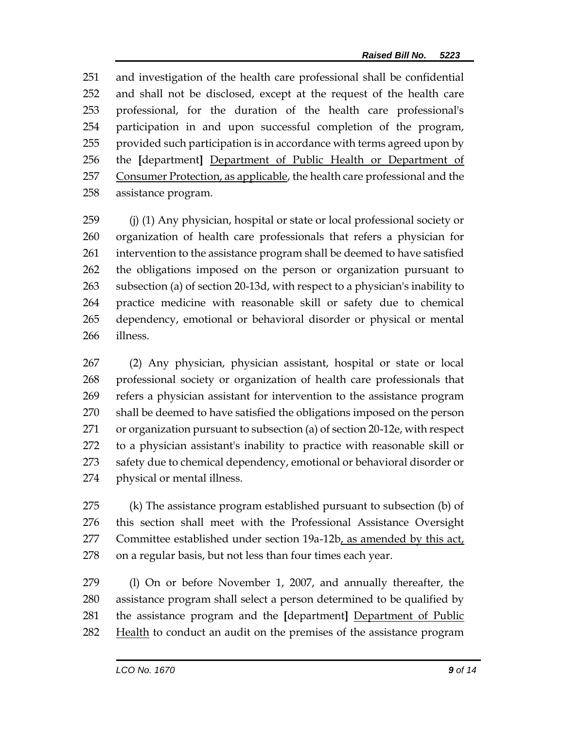251 and investigation of the health care professional shall be confidential
252 and shall not be disclosed, except at the request of the health care
253 professional, for the duration of the health care professional's
254 participation in and upon successful completion of the program,
255 provided such participation is in accordance with terms agreed upon by
256 the **[**department**]** <u>Department of Public Health or Department of</u>
257 <u>Consumer Protection, as applicable</u>, the health care professional and the
258 assistance program.

259 (j) (1) Any physician, hospital or state or local professional society or
260 organization of health care professionals that refers a physician for
261 intervention to the assistance program shall be deemed to have satisfied
262 the obligations imposed on the person or organization pursuant to
263 subsection (a) of section 20-13d, with respect to a physician's inability to
264 practice medicine with reasonable skill or safety due to chemical
265 dependency, emotional or behavioral disorder or physical or mental
266 illness.

267 (2) Any physician, physician assistant, hospital or state or local
268 professional society or organization of health care professionals that
269 refers a physician assistant for intervention to the assistance program
270 shall be deemed to have satisfied the obligations imposed on the person
271 or organization pursuant to subsection (a) of section 20-12e, with respect
272 to a physician assistant's inability to practice with reasonable skill or
273 safety due to chemical dependency, emotional or behavioral disorder or
274 physical or mental illness.

275 (k) The assistance program established pursuant to subsection (b) of
276 this section shall meet with the Professional Assistance Oversight
277 Committee established under section 19a-12b<u>, as amended by this act,</u>
278 on a regular basis, but not less than four times each year.

279 (l) On or before November 1, 2007, and annually thereafter, the
280 assistance program shall select a person determined to be qualified by
281 the assistance program and the **[**department**]** <u>Department of Public</u>
282 <u>Health</u> to conduct an audit on the premises of the assistance program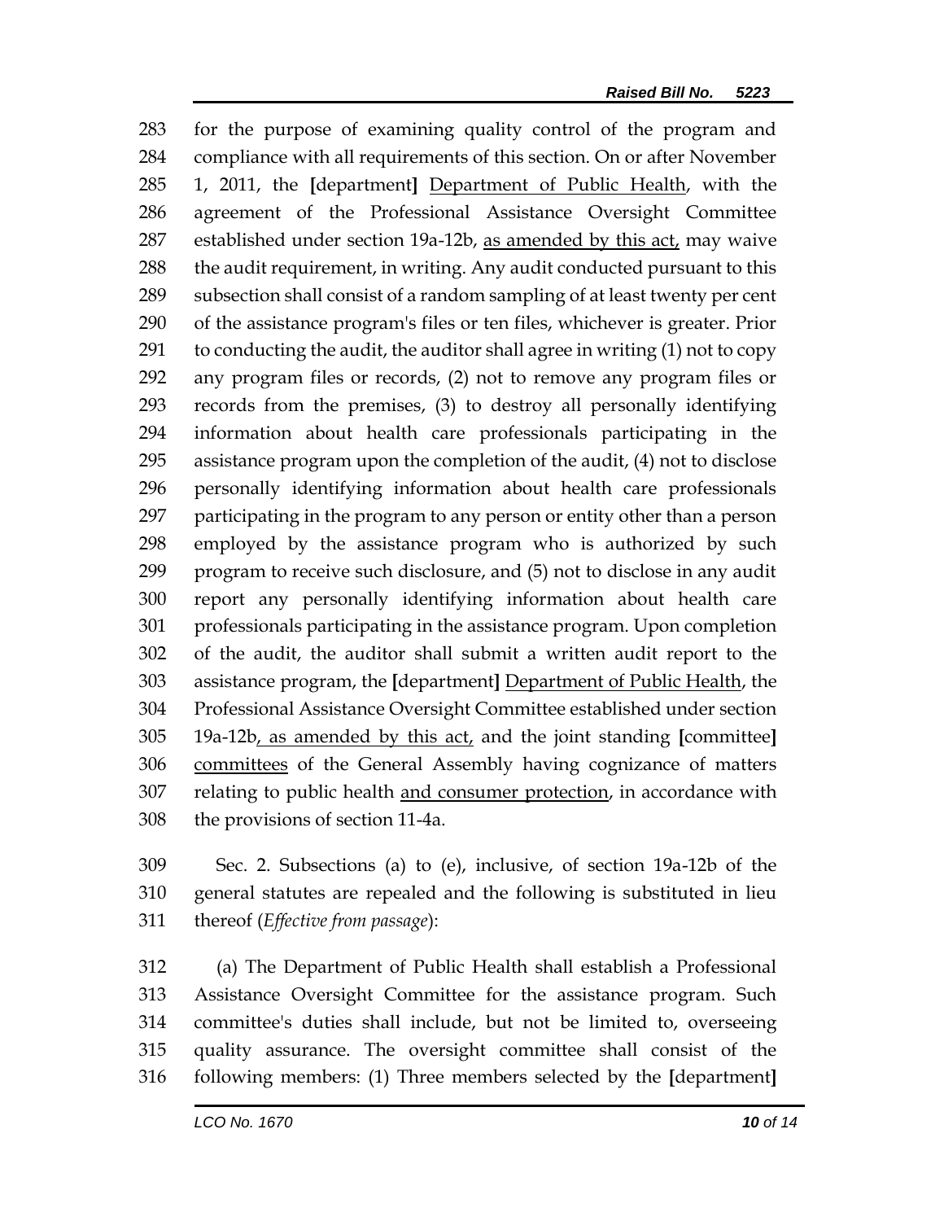283 for the purpose of examining quality control of the program and
284 compliance with all requirements of this section. On or after November
285 1, 2011, the **[**department**]** <u>Department of Public Health</u>, with the
286 agreement of the Professional Assistance Oversight Committee
287 established under section 19a-12b, <u>as amended by this act,</u> may waive
288 the audit requirement, in writing. Any audit conducted pursuant to this
289 subsection shall consist of a random sampling of at least twenty per cent
290 of the assistance program's files or ten files, whichever is greater. Prior
291 to conducting the audit, the auditor shall agree in writing (1) not to copy
292 any program files or records, (2) not to remove any program files or
293 records from the premises, (3) to destroy all personally identifying
294 information about health care professionals participating in the
295 assistance program upon the completion of the audit, (4) not to disclose
296 personally identifying information about health care professionals
297 participating in the program to any person or entity other than a person
298 employed by the assistance program who is authorized by such
299 program to receive such disclosure, and (5) not to disclose in any audit
300 report any personally identifying information about health care
301 professionals participating in the assistance program. Upon completion
302 of the audit, the auditor shall submit a written audit report to the
303 assistance program, the **[**department**]** <u>Department of Public Health</u>, the
304 Professional Assistance Oversight Committee established under section
305 19a-12b<u>, as amended by this act,</u> and the joint standing **[**committee**]**
306 <u>committees</u> of the General Assembly having cognizance of matters
307 relating to public health <u>and consumer protection</u>, in accordance with
308 the provisions of section 11-4a.

309 Sec. 2. Subsections (a) to (e), inclusive, of section 19a-12b of the
310 general statutes are repealed and the following is substituted in lieu
311 thereof (*Effective from passage*):

312 (a) The Department of Public Health shall establish a Professional
313 Assistance Oversight Committee for the assistance program. Such
314 committee's duties shall include, but not be limited to, overseeing
315 quality assurance. The oversight committee shall consist of the
316 following members: (1) Three members selected by the **[**department**]**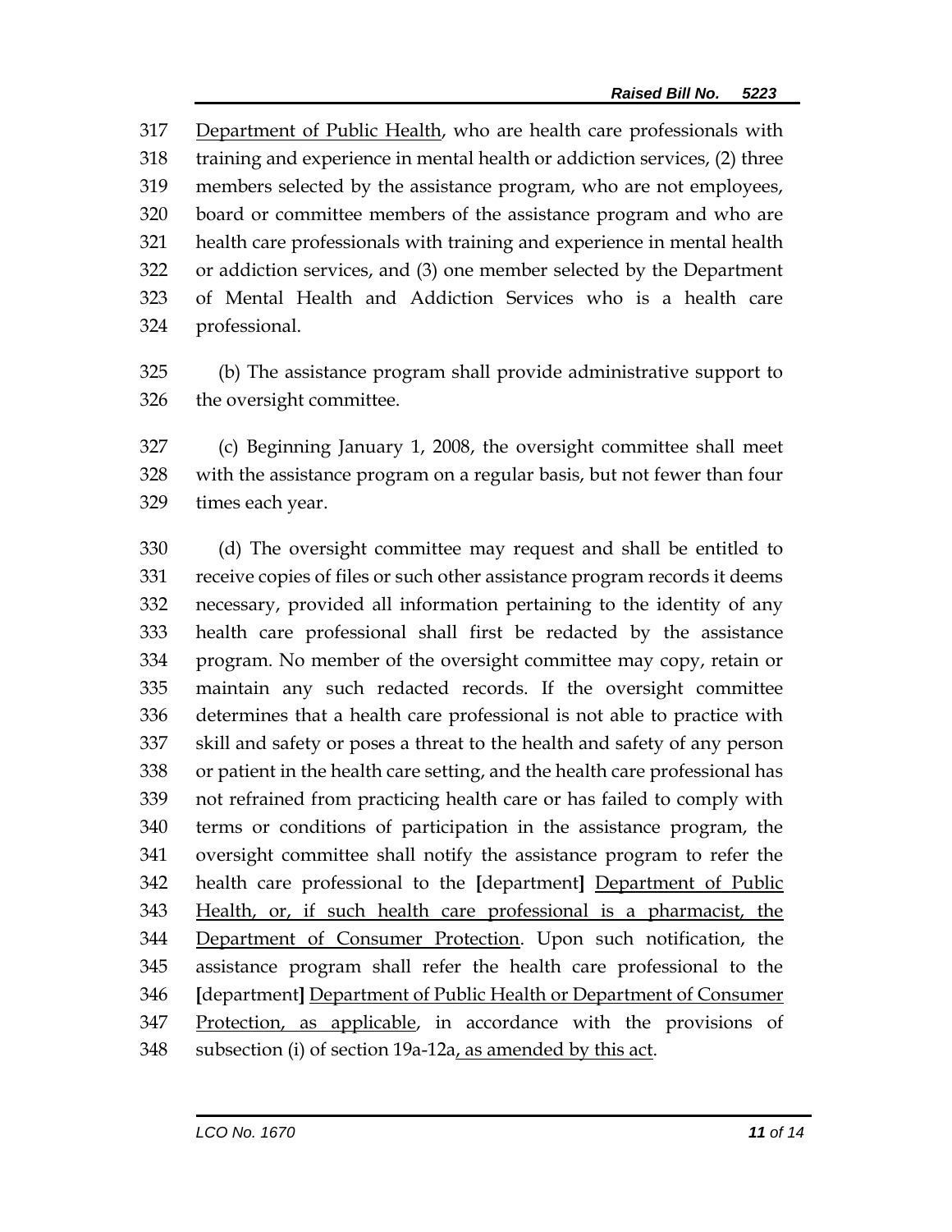Department of Public Health, who are health care professionals with training and experience in mental health or addiction services, (2) three members selected by the assistance program, who are not employees, board or committee members of the assistance program and who are health care professionals with training and experience in mental health or addiction services, and (3) one member selected by the Department of Mental Health and Addiction Services who is a health care professional.

(b) The assistance program shall provide administrative support to the oversight committee.

(c) Beginning January 1, 2008, the oversight committee shall meet with the assistance program on a regular basis, but not fewer than four times each year.

(d) The oversight committee may request and shall be entitled to receive copies of files or such other assistance program records it deems necessary, provided all information pertaining to the identity of any health care professional shall first be redacted by the assistance program. No member of the oversight committee may copy, retain or maintain any such redacted records. If the oversight committee determines that a health care professional is not able to practice with skill and safety or poses a threat to the health and safety of any person or patient in the health care setting, and the health care professional has not refrained from practicing health care or has failed to comply with terms or conditions of participation in the assistance program, the oversight committee shall notify the assistance program to refer the health care professional to the **[**department**]** Department of Public Health, or, if such health care professional is a pharmacist, the Department of Consumer Protection. Upon such notification, the assistance program shall refer the health care professional to the **[**department**]** Department of Public Health or Department of Consumer Protection, as applicable, in accordance with the provisions of subsection (i) of section 19a-12a, as amended by this act.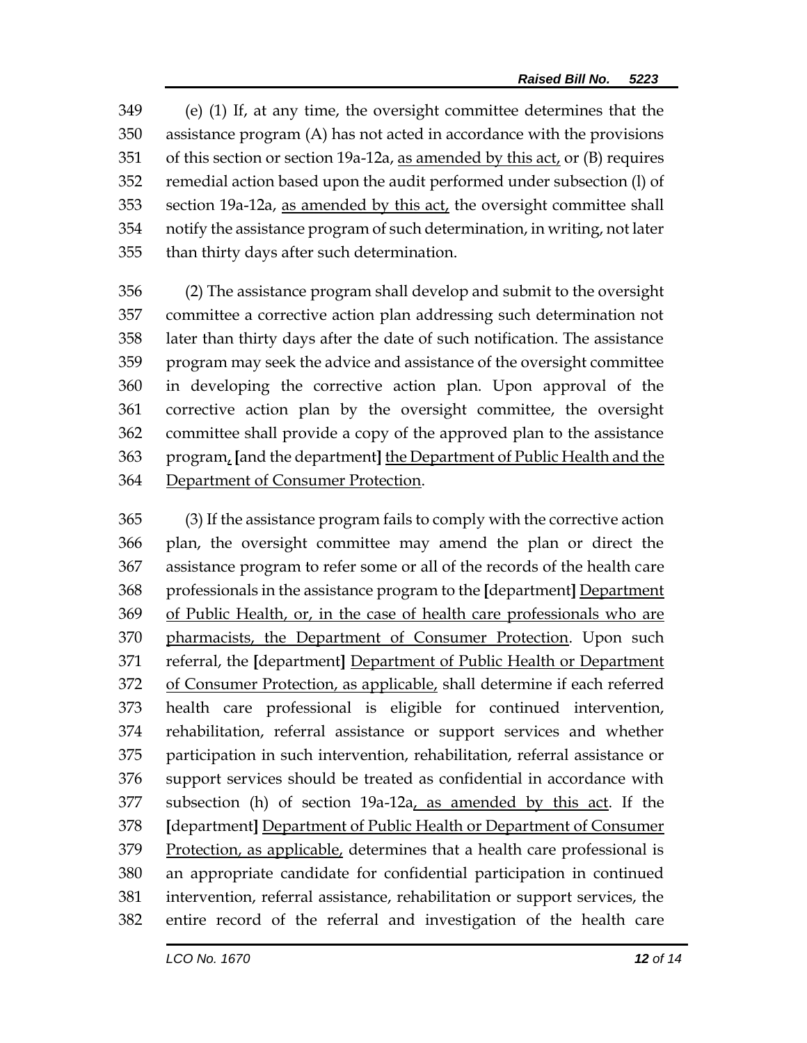(e) (1) If, at any time, the oversight committee determines that the assistance program (A) has not acted in accordance with the provisions of this section or section 19a-12a, <u>as amended by this act,</u> or (B) requires remedial action based upon the audit performed under subsection (l) of section 19a-12a, <u>as amended by this act,</u> the oversight committee shall notify the assistance program of such determination, in writing, not later than thirty days after such determination.

(2) The assistance program shall develop and submit to the oversight committee a corrective action plan addressing such determination not later than thirty days after the date of such notification. The assistance program may seek the advice and assistance of the oversight committee in developing the corrective action plan. Upon approval of the corrective action plan by the oversight committee, the oversight committee shall provide a copy of the approved plan to the assistance program<u>,</u> **[**and the department**]** <u>the Department of Public Health and the Department of Consumer Protection</u>.

(3) If the assistance program fails to comply with the corrective action plan, the oversight committee may amend the plan or direct the assistance program to refer some or all of the records of the health care professionals in the assistance program to the **[**department**]** <u>Department of Public Health, or, in the case of health care professionals who are pharmacists, the Department of Consumer Protection</u>. Upon such referral, the **[**department**]** <u>Department of Public Health or Department of Consumer Protection, as applicable,</u> shall determine if each referred health care professional is eligible for continued intervention, rehabilitation, referral assistance or support services and whether participation in such intervention, rehabilitation, referral assistance or support services should be treated as confidential in accordance with subsection (h) of section 19a-12a<u>, as amended by this act</u>. If the **[**department**]** <u>Department of Public Health or Department of Consumer Protection, as applicable,</u> determines that a health care professional is an appropriate candidate for confidential participation in continued intervention, referral assistance, rehabilitation or support services, the entire record of the referral and investigation of the health care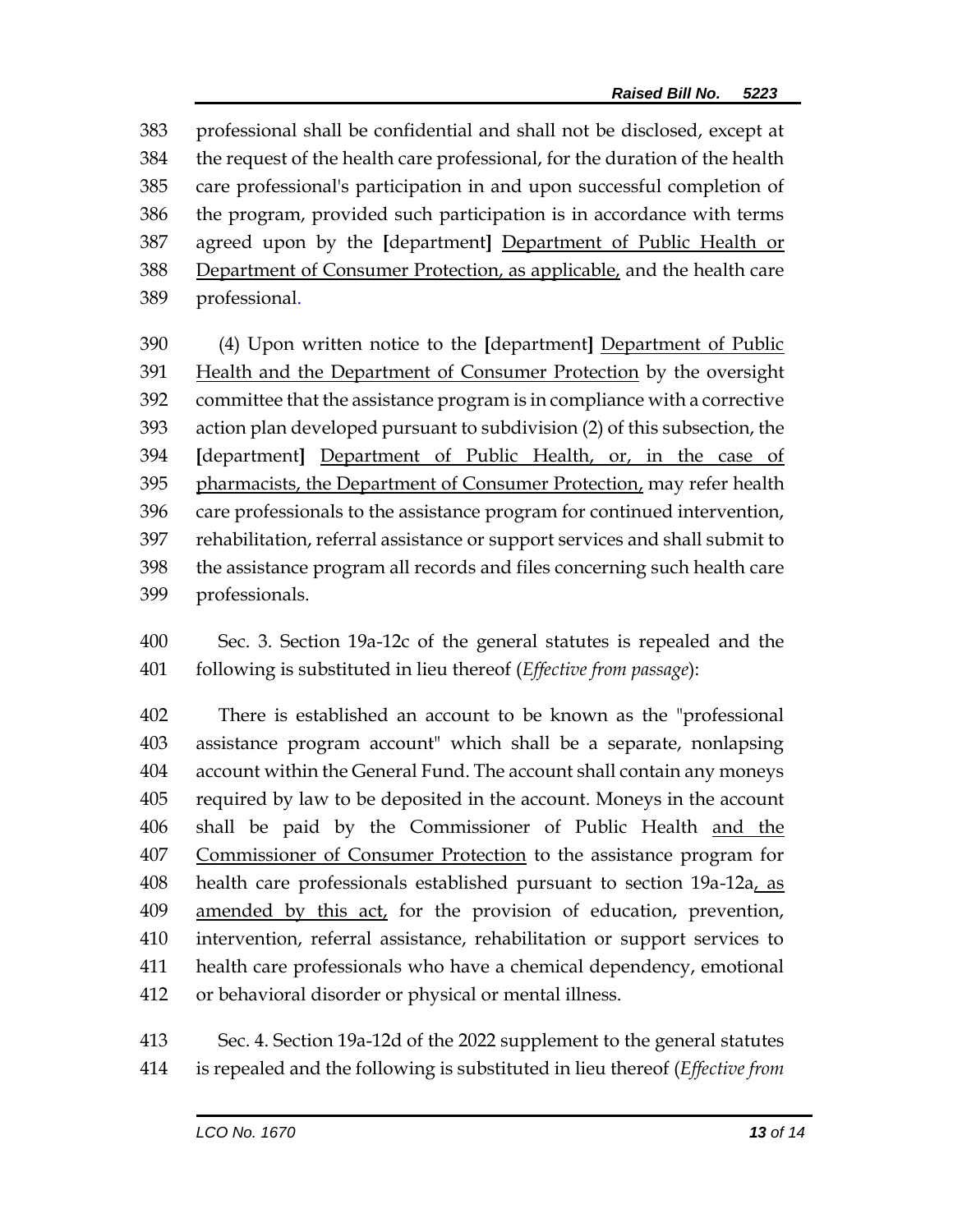383 professional shall be confidential and shall not be disclosed, except at
384 the request of the health care professional, for the duration of the health
385 care professional's participation in and upon successful completion of
386 the program, provided such participation is in accordance with terms
387 agreed upon by the **[**department**]** <u>Department of Public Health or</u>
388 <u>Department of Consumer Protection, as applicable,</u> and the health care
389 professional.

390 (4) Upon written notice to the **[**department**]** <u>Department of Public</u>
391 <u>Health and the Department of Consumer Protection</u> by the oversight
392 committee that the assistance program is in compliance with a corrective
393 action plan developed pursuant to subdivision (2) of this subsection, the
394 **[**department**]** <u>Department of Public Health, or, in the case of</u>
395 <u>pharmacists, the Department of Consumer Protection,</u> may refer health
396 care professionals to the assistance program for continued intervention,
397 rehabilitation, referral assistance or support services and shall submit to
398 the assistance program all records and files concerning such health care
399 professionals.

400 Sec. 3. Section 19a-12c of the general statutes is repealed and the
401 following is substituted in lieu thereof (*Effective from passage*):

402 There is established an account to be known as the "professional
403 assistance program account" which shall be a separate, nonlapsing
404 account within the General Fund. The account shall contain any moneys
405 required by law to be deposited in the account. Moneys in the account
406 shall be paid by the Commissioner of Public Health <u>and the</u>
407 <u>Commissioner of Consumer Protection</u> to the assistance program for
408 health care professionals established pursuant to section 19a-12a<u>, as</u>
409 <u>amended by this act,</u> for the provision of education, prevention,
410 intervention, referral assistance, rehabilitation or support services to
411 health care professionals who have a chemical dependency, emotional
412 or behavioral disorder or physical or mental illness.

413 Sec. 4. Section 19a-12d of the 2022 supplement to the general statutes
414 is repealed and the following is substituted in lieu thereof (*Effective from*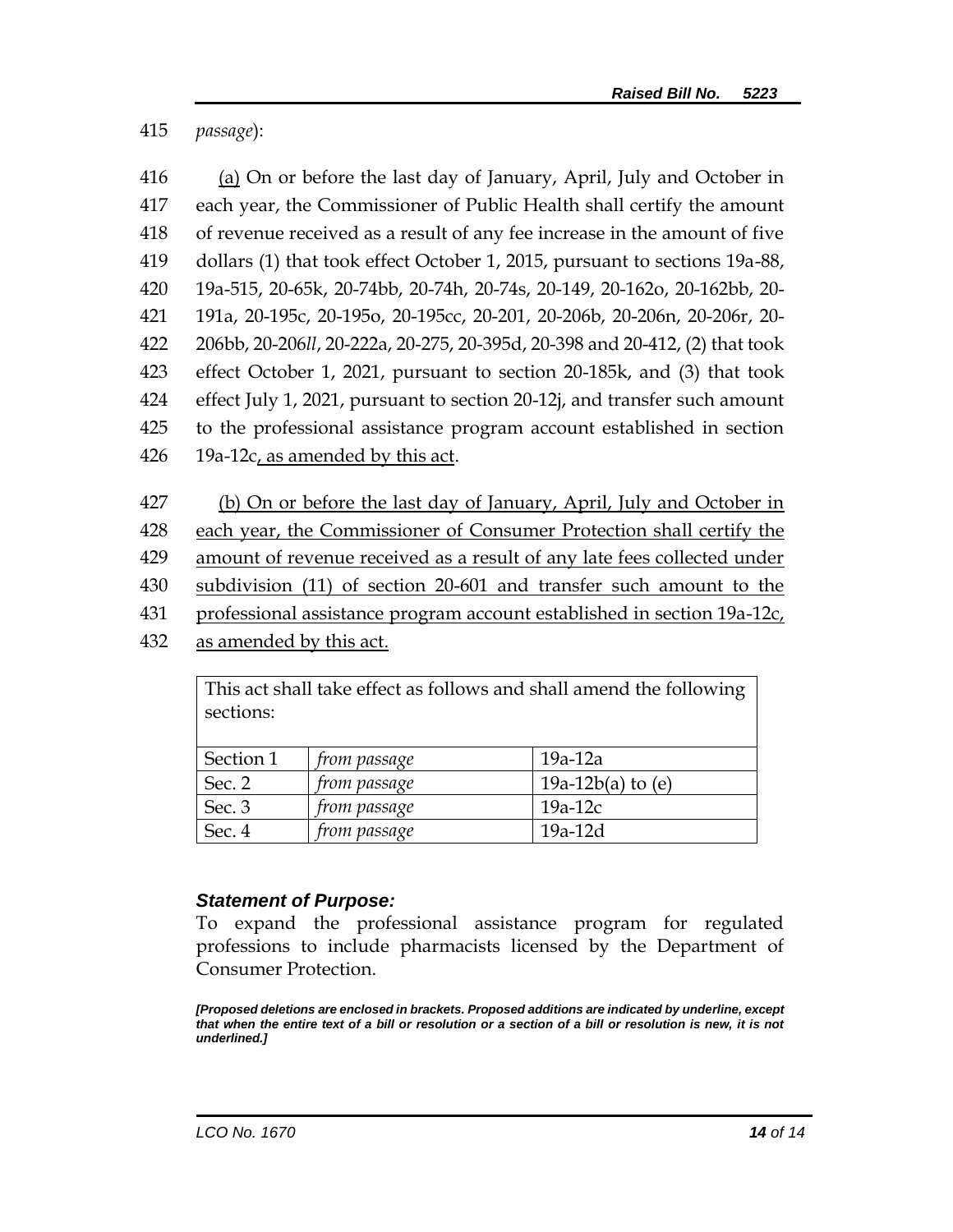415 *passage*):

416 <u>(a)</u> On or before the last day of January, April, July and October in
417 each year, the Commissioner of Public Health shall certify the amount
418 of revenue received as a result of any fee increase in the amount of five
419 dollars (1) that took effect October 1, 2015, pursuant to sections 19a-88,
420 19a-515, 20-65k, 20-74bb, 20-74h, 20-74s, 20-149, 20-162o, 20-162bb, 20-
421 191a, 20-195c, 20-195o, 20-195cc, 20-201, 20-206b, 20-206n, 20-206r, 20-
422 206bb, 20-206*ll*, 20-222a, 20-275, 20-395d, 20-398 and 20-412, (2) that took
423 effect October 1, 2021, pursuant to section 20-185k, and (3) that took
424 effect July 1, 2021, pursuant to section 20-12j, and transfer such amount
425 to the professional assistance program account established in section
426 19a-12c<u>, as amended by this act</u>.

427 <u>(b) On or before the last day of January, April, July and October in</u>
428 <u>each year, the Commissioner of Consumer Protection shall certify the</u>
429 <u>amount of revenue received as a result of any late fees collected under</u>
430 <u>subdivision (11) of section 20-601 and transfer such amount to the</u>
431 <u>professional assistance program account established in section 19a-12c,</u>
432 <u>as amended by this act.</u>

This act shall take effect as follows and shall amend the following sections:

| | | |
|---|---|---|
| Section 1 | *from passage* | 19a-12a |
| Sec. 2 | *from passage* | 19a-12b(a) to (e) |
| Sec. 3 | *from passage* | 19a-12c |
| Sec. 4 | *from passage* | 19a-12d |

### *Statement of Purpose:*

To expand the professional assistance program for regulated professions to include pharmacists licensed by the Department of Consumer Protection.

***[Proposed deletions are enclosed in brackets. Proposed additions are indicated by underline, except that when the entire text of a bill or resolution or a section of a bill or resolution is new, it is not underlined.]***